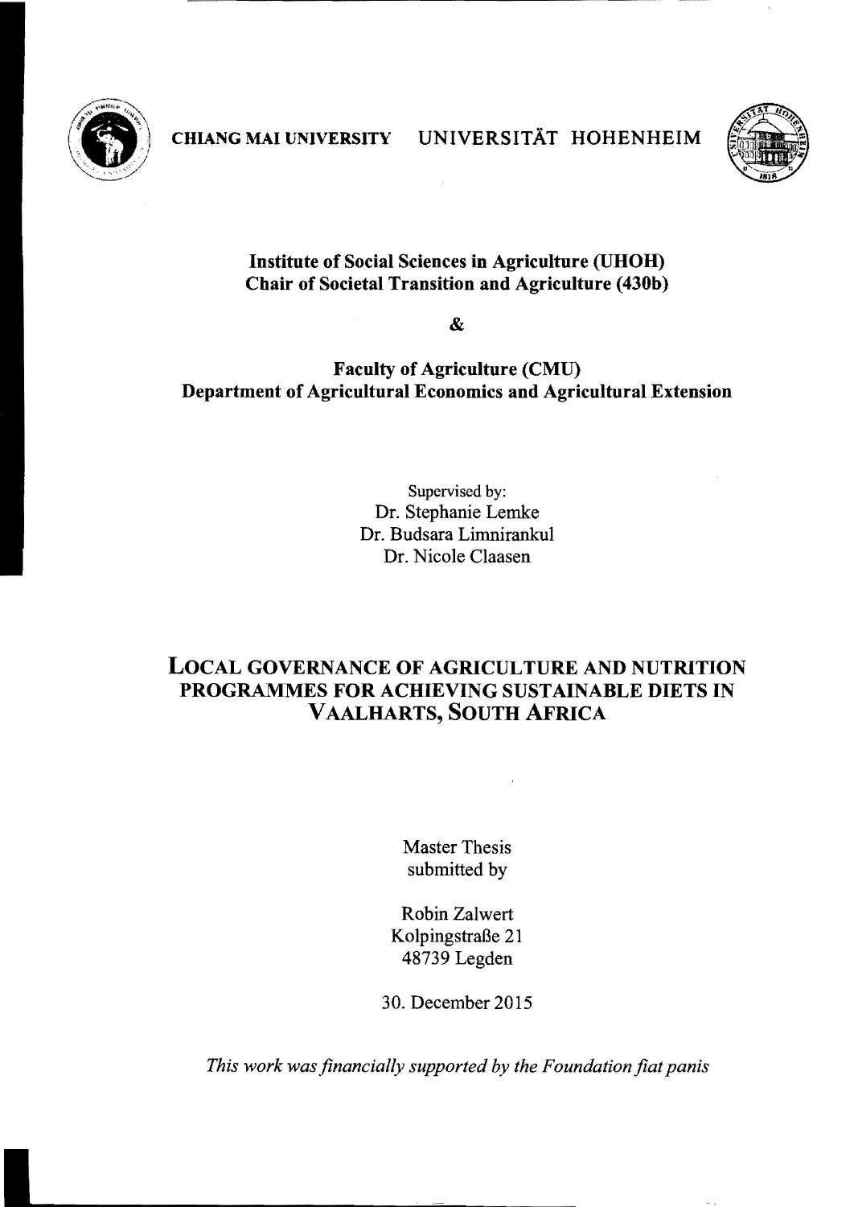CHIANG MAI UNIVERSITY UNIVERSITÄT HOHENHEIM

**Institute of Social Sciences in Agriculture (UHOH)**
**Chair of Societal Transition and Agriculture (430b)**

**&**

**Faculty of Agriculture (CMU)**
**Department of Agricultural Economics and Agricultural Extension**

Supervised by:
Dr. Stephanie Lemke
Dr. Budsara Limnirankul
Dr. Nicole Claasen

# LOCAL GOVERNANCE OF AGRICULTURE AND NUTRITION PROGRAMMES FOR ACHIEVING SUSTAINABLE DIETS IN VAALHARTS, SOUTH AFRICA

Master Thesis
submitted by

Robin Zalwert
Kolpingstraße 21
48739 Legden

30. December 2015

*This work was financially supported by the Foundation fiat panis*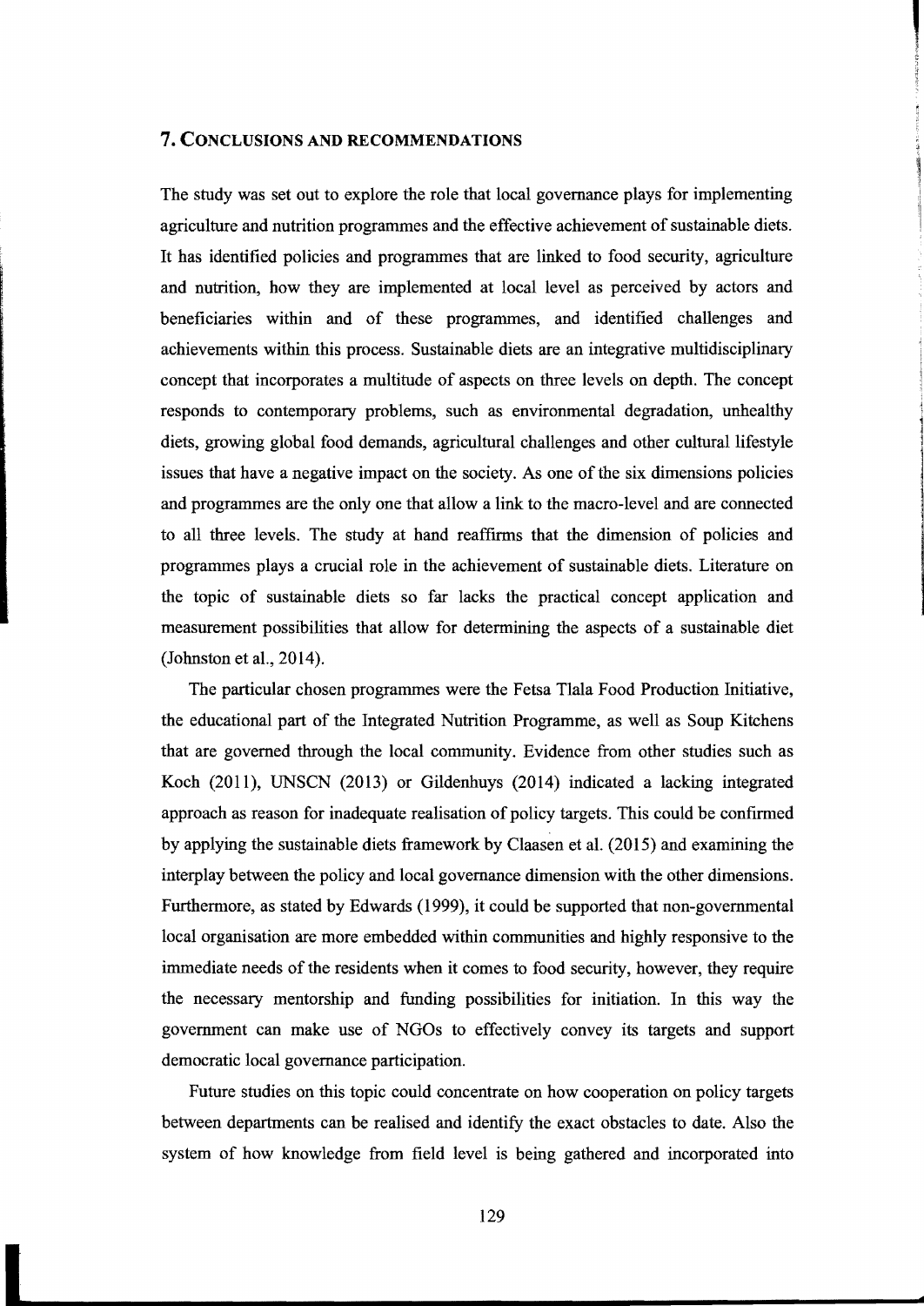## 7. Conclusions and Recommendations

The study was set out to explore the role that local governance plays for implementing agriculture and nutrition programmes and the effective achievement of sustainable diets. It has identified policies and programmes that are linked to food security, agriculture and nutrition, how they are implemented at local level as perceived by actors and beneficiaries within and of these programmes, and identified challenges and achievements within this process. Sustainable diets are an integrative multidisciplinary concept that incorporates a multitude of aspects on three levels on depth. The concept responds to contemporary problems, such as environmental degradation, unhealthy diets, growing global food demands, agricultural challenges and other cultural lifestyle issues that have a negative impact on the society. As one of the six dimensions policies and programmes are the only one that allow a link to the macro-level and are connected to all three levels. The study at hand reaffirms that the dimension of policies and programmes plays a crucial role in the achievement of sustainable diets. Literature on the topic of sustainable diets so far lacks the practical concept application and measurement possibilities that allow for determining the aspects of a sustainable diet (Johnston et al., 2014).

The particular chosen programmes were the Fetsa Tlala Food Production Initiative, the educational part of the Integrated Nutrition Programme, as well as Soup Kitchens that are governed through the local community. Evidence from other studies such as Koch (2011), UNSCN (2013) or Gildenhuys (2014) indicated a lacking integrated approach as reason for inadequate realisation of policy targets. This could be confirmed by applying the sustainable diets framework by Claasen et al. (2015) and examining the interplay between the policy and local governance dimension with the other dimensions. Furthermore, as stated by Edwards (1999), it could be supported that non-governmental local organisation are more embedded within communities and highly responsive to the immediate needs of the residents when it comes to food security, however, they require the necessary mentorship and funding possibilities for initiation. In this way the government can make use of NGOs to effectively convey its targets and support democratic local governance participation.

Future studies on this topic could concentrate on how cooperation on policy targets between departments can be realised and identify the exact obstacles to date. Also the system of how knowledge from field level is being gathered and incorporated into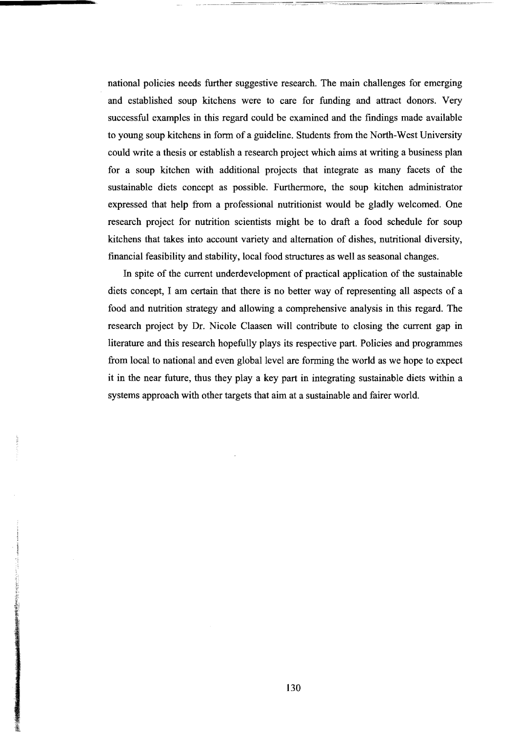national policies needs further suggestive research. The main challenges for emerging and established soup kitchens were to care for funding and attract donors. Very successful examples in this regard could be examined and the findings made available to young soup kitchens in form of a guideline. Students from the North-West University could write a thesis or establish a research project which aims at writing a business plan for a soup kitchen with additional projects that integrate as many facets of the sustainable diets concept as possible. Furthermore, the soup kitchen administrator expressed that help from a professional nutritionist would be gladly welcomed. One research project for nutrition scientists might be to draft a food schedule for soup kitchens that takes into account variety and alternation of dishes, nutritional diversity, financial feasibility and stability, local food structures as well as seasonal changes.

In spite of the current underdevelopment of practical application of the sustainable diets concept, I am certain that there is no better way of representing all aspects of a food and nutrition strategy and allowing a comprehensive analysis in this regard. The research project by Dr. Nicole Claasen will contribute to closing the current gap in literature and this research hopefully plays its respective part. Policies and programmes from local to national and even global level are forming the world as we hope to expect it in the near future, thus they play a key part in integrating sustainable diets within a systems approach with other targets that aim at a sustainable and fairer world.